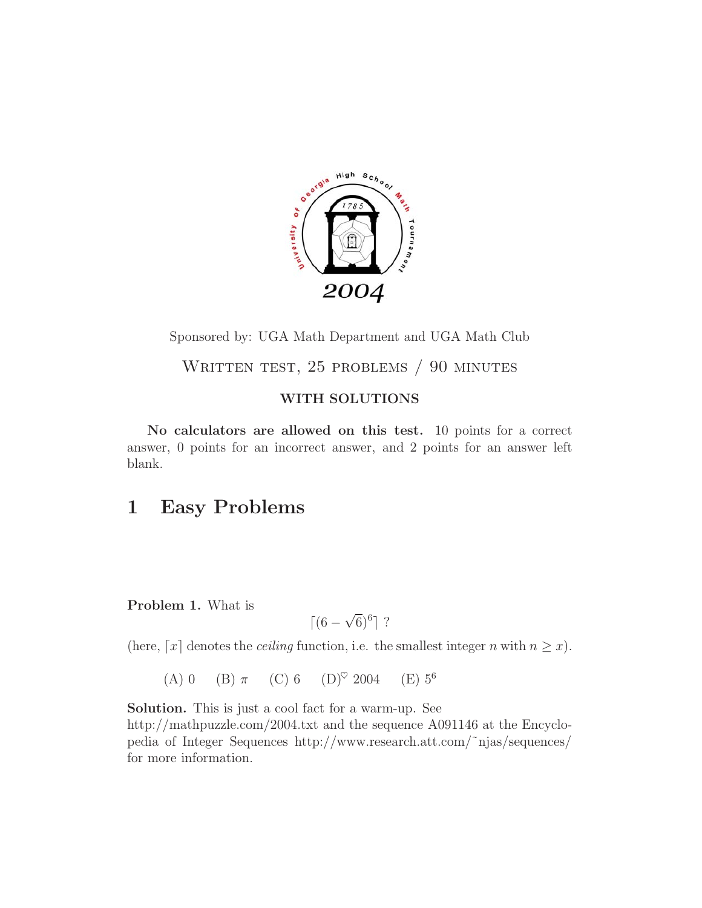University of Georgia High School Math Tournament

1785

2004

Sponsored by: UGA Math Department and UGA Math Club

WRITTEN TEST, 25 PROBLEMS / 90 MINUTES

**WITH SOLUTIONS**

**No calculators are allowed on this test.** 10 points for a correct answer, 0 points for an incorrect answer, and 2 points for an answer left blank.

# 1 Easy Problems

**Problem 1.** What is

$$\lceil (6-\sqrt{6})^6 \rceil \text{ ?}$$

(here, $\lceil x \rceil$ denotes the *ceiling* function, i.e. the smallest integer $n$ with $n \geq x$).

(A) 0 (B) $\pi$ (C) 6 (D)$^\heartsuit$ 2004 (E) $5^6$

**Solution.** This is just a cool fact for a warm-up. See http://mathpuzzle.com/2004.txt and the sequence A091146 at the Encyclopedia of Integer Sequences http://www.research.att.com/~njas/sequences/ for more information.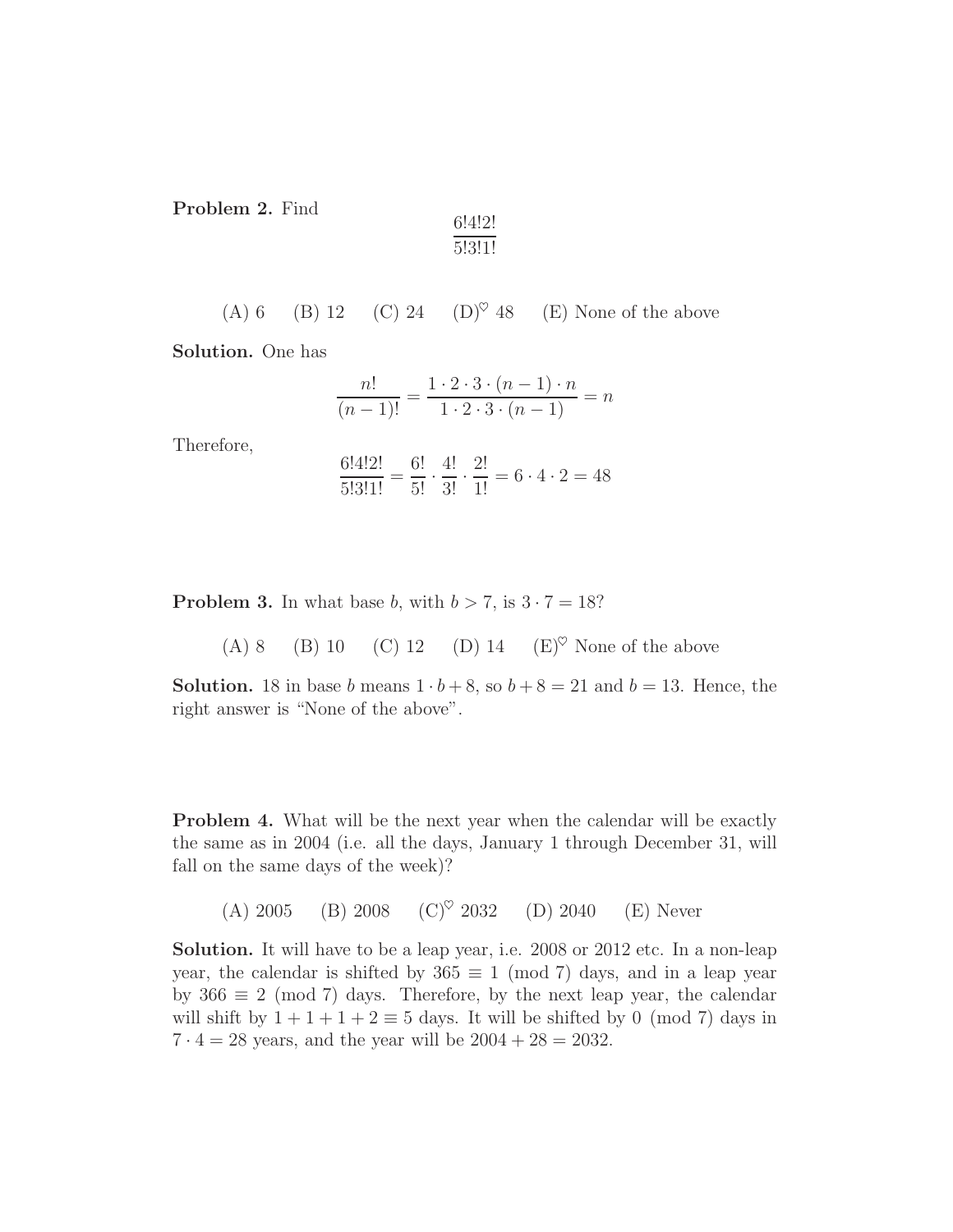**Problem 2.** Find

$$\frac{6!4!2!}{5!3!1!}$$

(A) 6 (B) 12 (C) 24 (D)$^{\heartsuit}$ 48 (E) None of the above

**Solution.** One has

$$\frac{n!}{(n-1)!} = \frac{1 \cdot 2 \cdot 3 \cdot (n-1) \cdot n}{1 \cdot 2 \cdot 3 \cdot (n-1)} = n$$

Therefore,

$$\frac{6!4!2!}{5!3!1!} = \frac{6!}{5!} \cdot \frac{4!}{3!} \cdot \frac{2!}{1!} = 6 \cdot 4 \cdot 2 = 48$$

**Problem 3.** In what base $b$, with $b > 7$, is $3 \cdot 7 = 18$?

(A) 8 (B) 10 (C) 12 (D) 14 (E)$^{\heartsuit}$ None of the above

**Solution.** 18 in base $b$ means $1 \cdot b + 8$, so $b + 8 = 21$ and $b = 13$. Hence, the right answer is "None of the above".

**Problem 4.** What will be the next year when the calendar will be exactly the same as in 2004 (i.e. all the days, January 1 through December 31, will fall on the same days of the week)?

(A) 2005 (B) 2008 (C)$^{\heartsuit}$ 2032 (D) 2040 (E) Never

**Solution.** It will have to be a leap year, i.e. 2008 or 2012 etc. In a non-leap year, the calendar is shifted by $365 \equiv 1 \pmod 7$ days, and in a leap year by $366 \equiv 2 \pmod 7$ days. Therefore, by the next leap year, the calendar will shift by $1 + 1 + 1 + 2 \equiv 5$ days. It will be shifted by $0 \pmod 7$ days in $7 \cdot 4 = 28$ years, and the year will be $2004 + 28 = 2032$.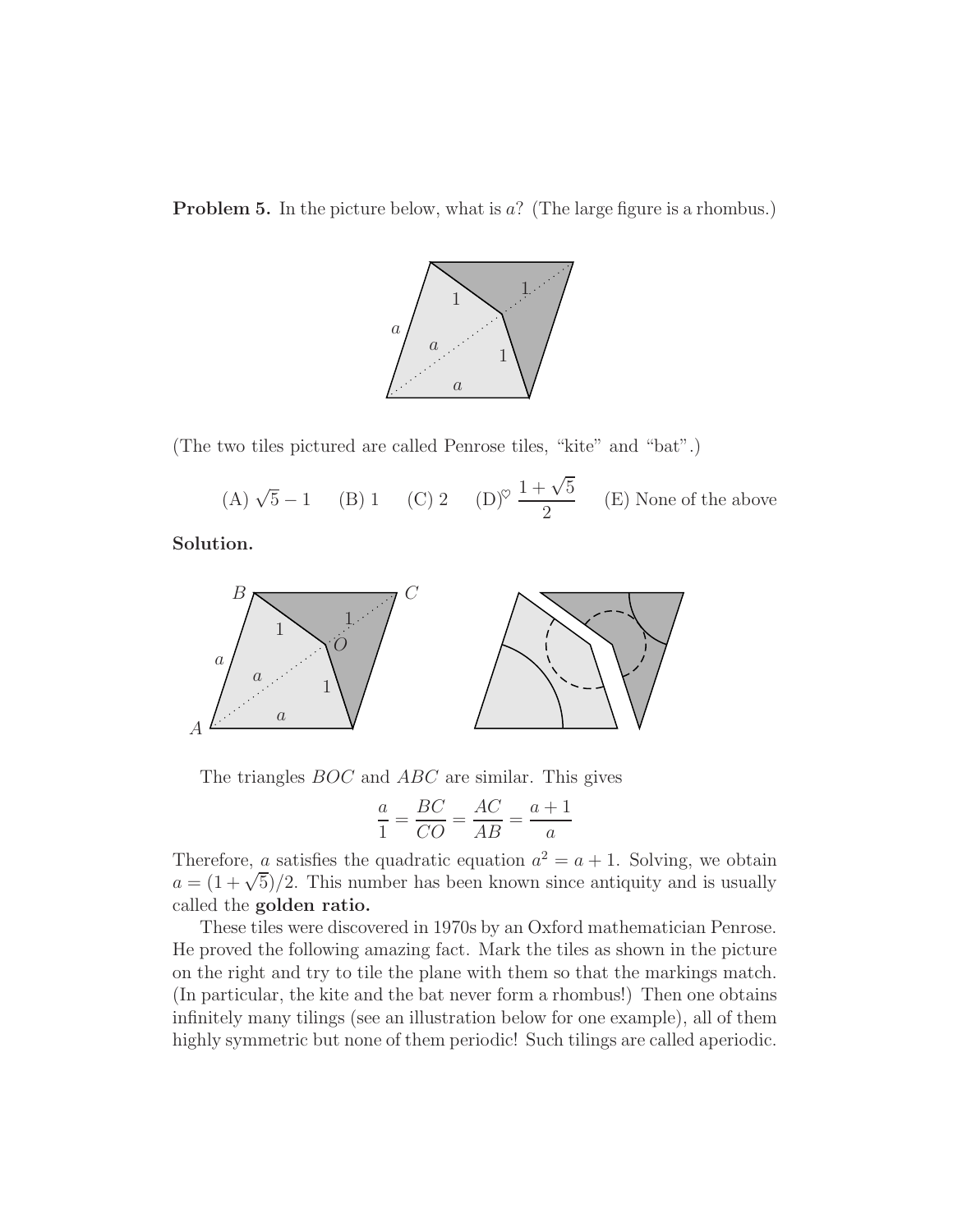**Problem 5.** In the picture below, what is $a$? (The large figure is a rhombus.)

(The two tiles pictured are called Penrose tiles, "kite" and "bat".)

(A) $\sqrt{5}-1$ (B) 1 (C) 2 (D)$^\heartsuit$ $\dfrac{1+\sqrt{5}}{2}$ (E) None of the above

**Solution.**

The triangles $BOC$ and $ABC$ are similar. This gives

$$\frac{a}{1} = \frac{BC}{CO} = \frac{AC}{AB} = \frac{a+1}{a}$$

Therefore, $a$ satisfies the quadratic equation $a^2 = a + 1$. Solving, we obtain $a = (1+\sqrt{5})/2$. This number has been known since antiquity and is usually called the **golden ratio.**

These tiles were discovered in 1970s by an Oxford mathematician Penrose. He proved the following amazing fact. Mark the tiles as shown in the picture on the right and try to tile the plane with them so that the markings match. (In particular, the kite and the bat never form a rhombus!) Then one obtains infinitely many tilings (see an illustration below for one example), all of them highly symmetric but none of them periodic! Such tilings are called aperiodic.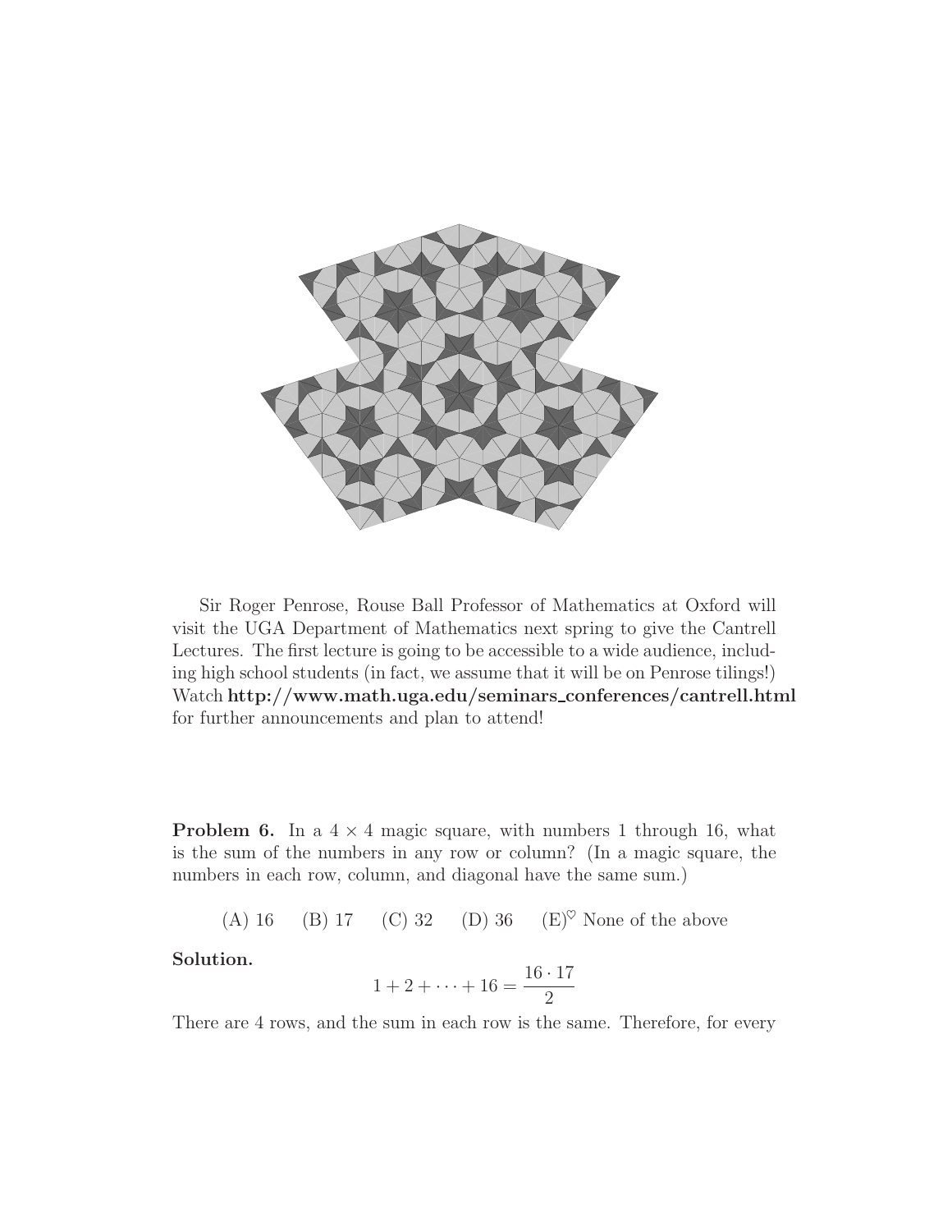Sir Roger Penrose, Rouse Ball Professor of Mathematics at Oxford will visit the UGA Department of Mathematics next spring to give the Cantrell Lectures. The first lecture is going to be accessible to a wide audience, including high school students (in fact, we assume that it will be on Penrose tilings!) Watch **http://www.math.uga.edu/seminars_conferences/cantrell.html** for further announcements and plan to attend!

**Problem 6.** In a $4 \times 4$ magic square, with numbers 1 through 16, what is the sum of the numbers in any row or column? (In a magic square, the numbers in each row, column, and diagonal have the same sum.)

(A) 16 (B) 17 (C) 32 (D) 36 (E)$^{\heartsuit}$ None of the above

**Solution.**

$$1 + 2 + \cdots + 16 = \frac{16 \cdot 17}{2}$$

There are 4 rows, and the sum in each row is the same. Therefore, for every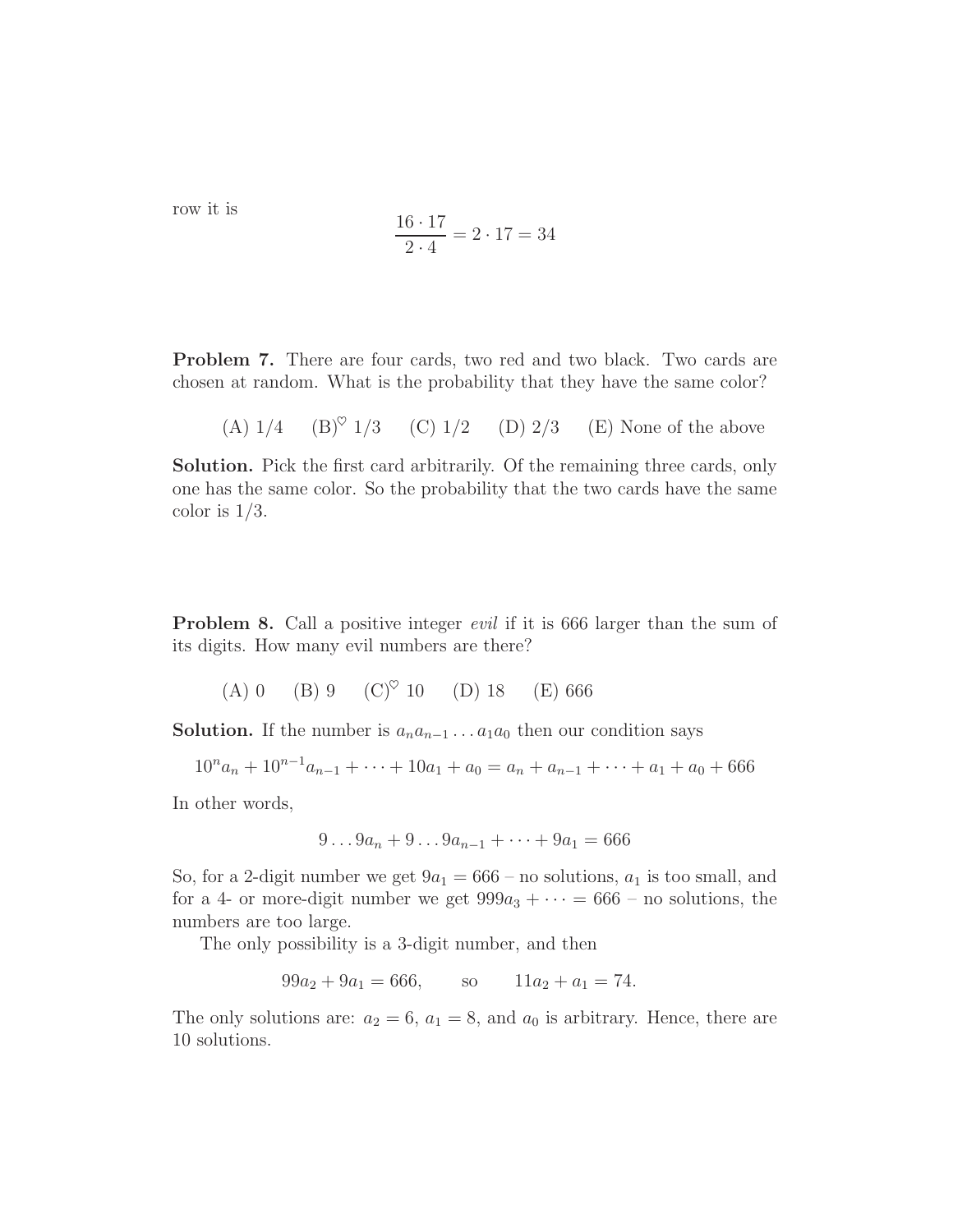row it is

$$\frac{16 \cdot 17}{2 \cdot 4} = 2 \cdot 17 = 34$$

**Problem 7.** There are four cards, two red and two black. Two cards are chosen at random. What is the probability that they have the same color?

(A) 1/4 (B)$^\heartsuit$ 1/3 (C) 1/2 (D) 2/3 (E) None of the above

**Solution.** Pick the first card arbitrarily. Of the remaining three cards, only one has the same color. So the probability that the two cards have the same color is 1/3.

**Problem 8.** Call a positive integer *evil* if it is 666 larger than the sum of its digits. How many evil numbers are there?

(A) 0 (B) 9 (C)$^\heartsuit$ 10 (D) 18 (E) 666

**Solution.** If the number is $a_n a_{n-1} \dots a_1 a_0$ then our condition says

$$10^n a_n + 10^{n-1} a_{n-1} + \cdots + 10 a_1 + a_0 = a_n + a_{n-1} + \cdots + a_1 + a_0 + 666$$

In other words,

$$9 \dots 9 a_n + 9 \dots 9 a_{n-1} + \cdots + 9 a_1 = 666$$

So, for a 2-digit number we get $9a_1 = 666$ – no solutions, $a_1$ is too small, and for a 4- or more-digit number we get $999a_3 + \cdots = 666$ – no solutions, the numbers are too large.

The only possibility is a 3-digit number, and then

$$99a_2 + 9a_1 = 666, \qquad \text{so} \qquad 11a_2 + a_1 = 74.$$

The only solutions are: $a_2 = 6$, $a_1 = 8$, and $a_0$ is arbitrary. Hence, there are 10 solutions.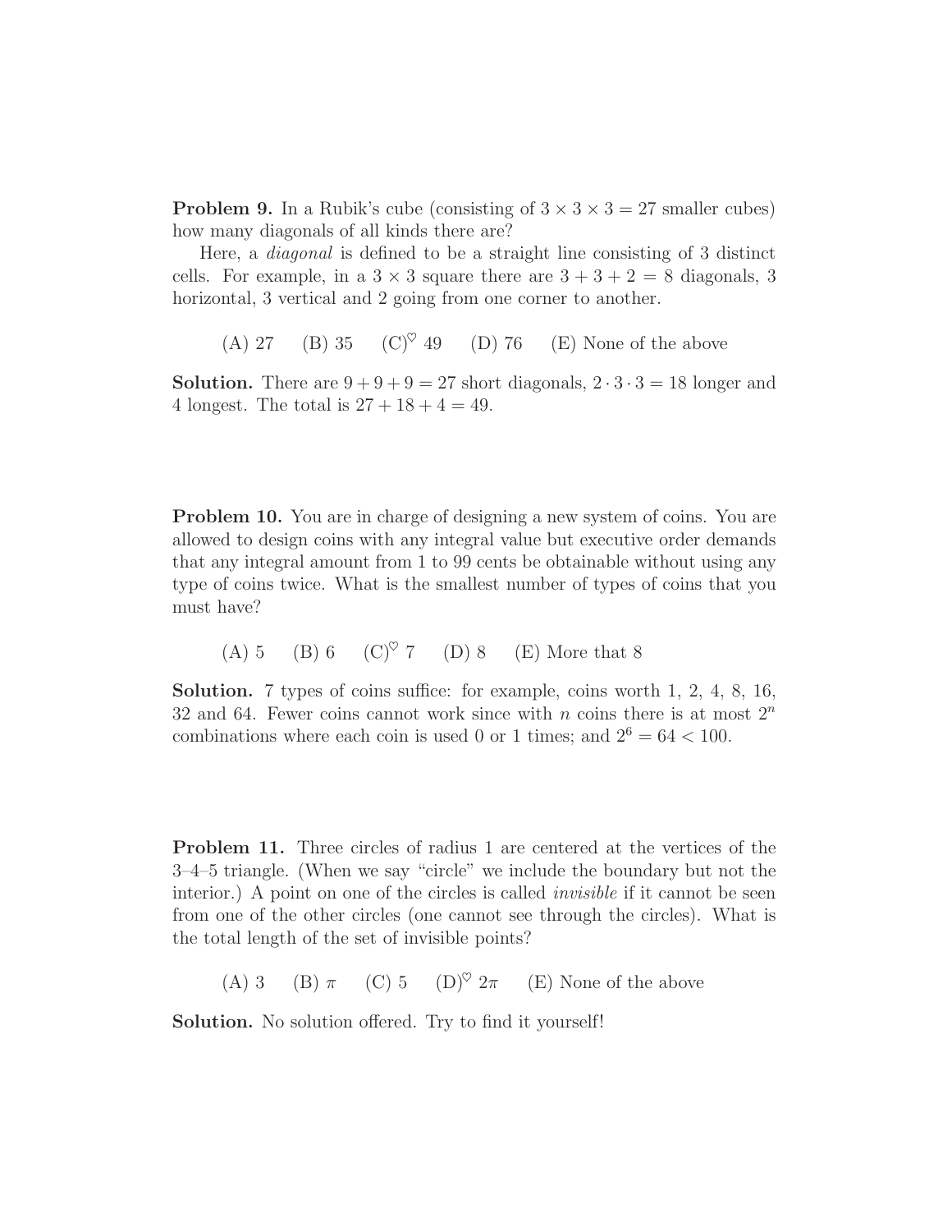**Problem 9.** In a Rubik's cube (consisting of $3 \times 3 \times 3 = 27$ smaller cubes) how many diagonals of all kinds there are?

Here, a *diagonal* is defined to be a straight line consisting of 3 distinct cells. For example, in a $3 \times 3$ square there are $3 + 3 + 2 = 8$ diagonals, 3 horizontal, 3 vertical and 2 going from one corner to another.

(A) 27 (B) 35 (C)$^\heartsuit$ 49 (D) 76 (E) None of the above

**Solution.** There are $9 + 9 + 9 = 27$ short diagonals, $2 \cdot 3 \cdot 3 = 18$ longer and 4 longest. The total is $27 + 18 + 4 = 49$.

**Problem 10.** You are in charge of designing a new system of coins. You are allowed to design coins with any integral value but executive order demands that any integral amount from 1 to 99 cents be obtainable without using any type of coins twice. What is the smallest number of types of coins that you must have?

(A) 5 (B) 6 (C)$^\heartsuit$ 7 (D) 8 (E) More that 8

**Solution.** 7 types of coins suffice: for example, coins worth 1, 2, 4, 8, 16, 32 and 64. Fewer coins cannot work since with $n$ coins there is at most $2^n$ combinations where each coin is used 0 or 1 times; and $2^6 = 64 < 100$.

**Problem 11.** Three circles of radius 1 are centered at the vertices of the 3–4–5 triangle. (When we say "circle" we include the boundary but not the interior.) A point on one of the circles is called *invisible* if it cannot be seen from one of the other circles (one cannot see through the circles). What is the total length of the set of invisible points?

(A) 3 (B) $\pi$ (C) 5 (D)$^\heartsuit$ $2\pi$ (E) None of the above

**Solution.** No solution offered. Try to find it yourself!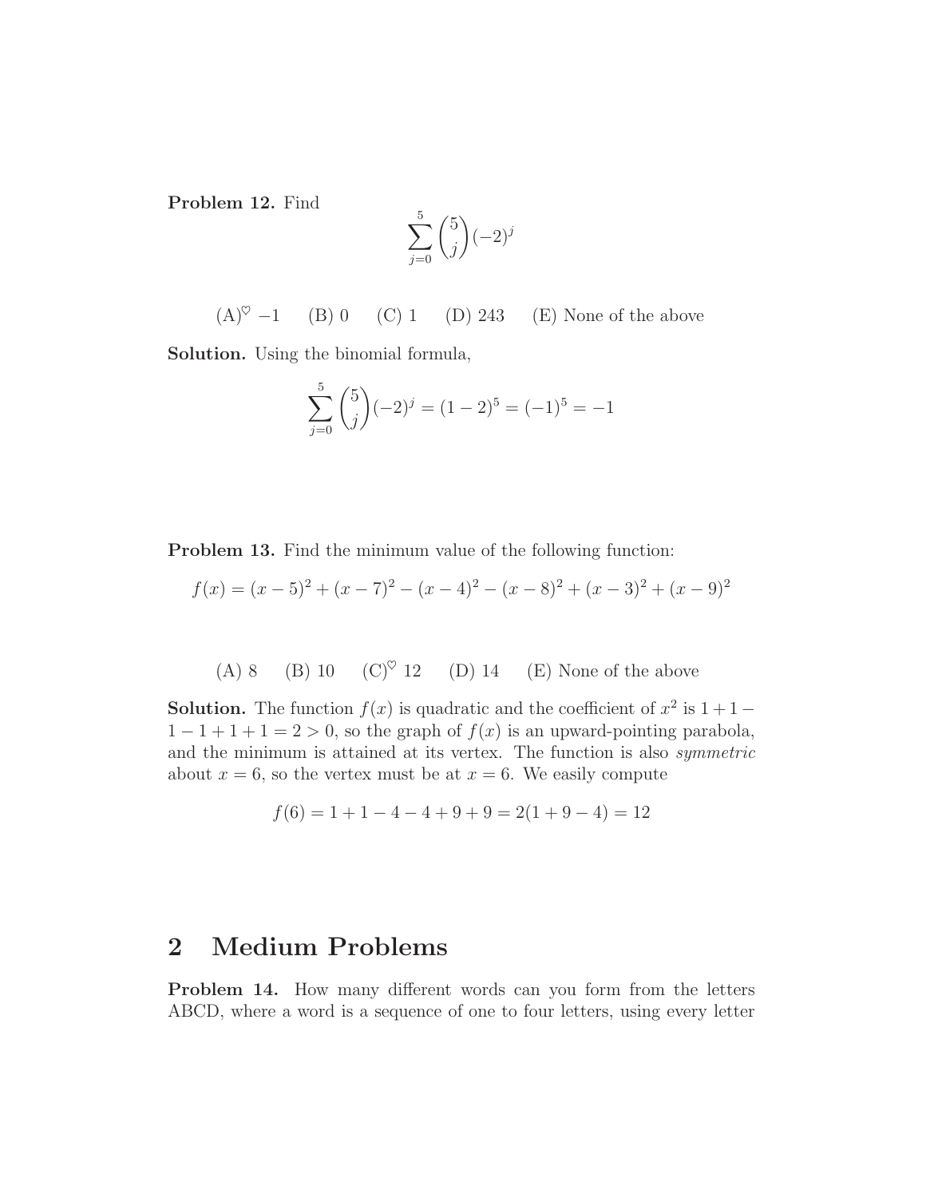**Problem 12.** Find

$$\sum_{j=0}^{5} \binom{5}{j} (-2)^j$$

(A)$^\heartsuit$ $-1$ (B) 0 (C) 1 (D) 243 (E) None of the above

**Solution.** Using the binomial formula,

$$\sum_{j=0}^{5} \binom{5}{j} (-2)^j = (1-2)^5 = (-1)^5 = -1$$

**Problem 13.** Find the minimum value of the following function:

$$f(x) = (x-5)^2 + (x-7)^2 - (x-4)^2 - (x-8)^2 + (x-3)^2 + (x-9)^2$$

(A) 8 (B) 10 (C)$^\heartsuit$ 12 (D) 14 (E) None of the above

**Solution.** The function $f(x)$ is quadratic and the coefficient of $x^2$ is $1+1-1-1+1+1 = 2 > 0$, so the graph of $f(x)$ is an upward-pointing parabola, and the minimum is attained at its vertex. The function is also *symmetric* about $x = 6$, so the vertex must be at $x = 6$. We easily compute

$$f(6) = 1 + 1 - 4 - 4 + 9 + 9 = 2(1 + 9 - 4) = 12$$

## 2 Medium Problems

**Problem 14.** How many different words can you form from the letters ABCD, where a word is a sequence of one to four letters, using every letter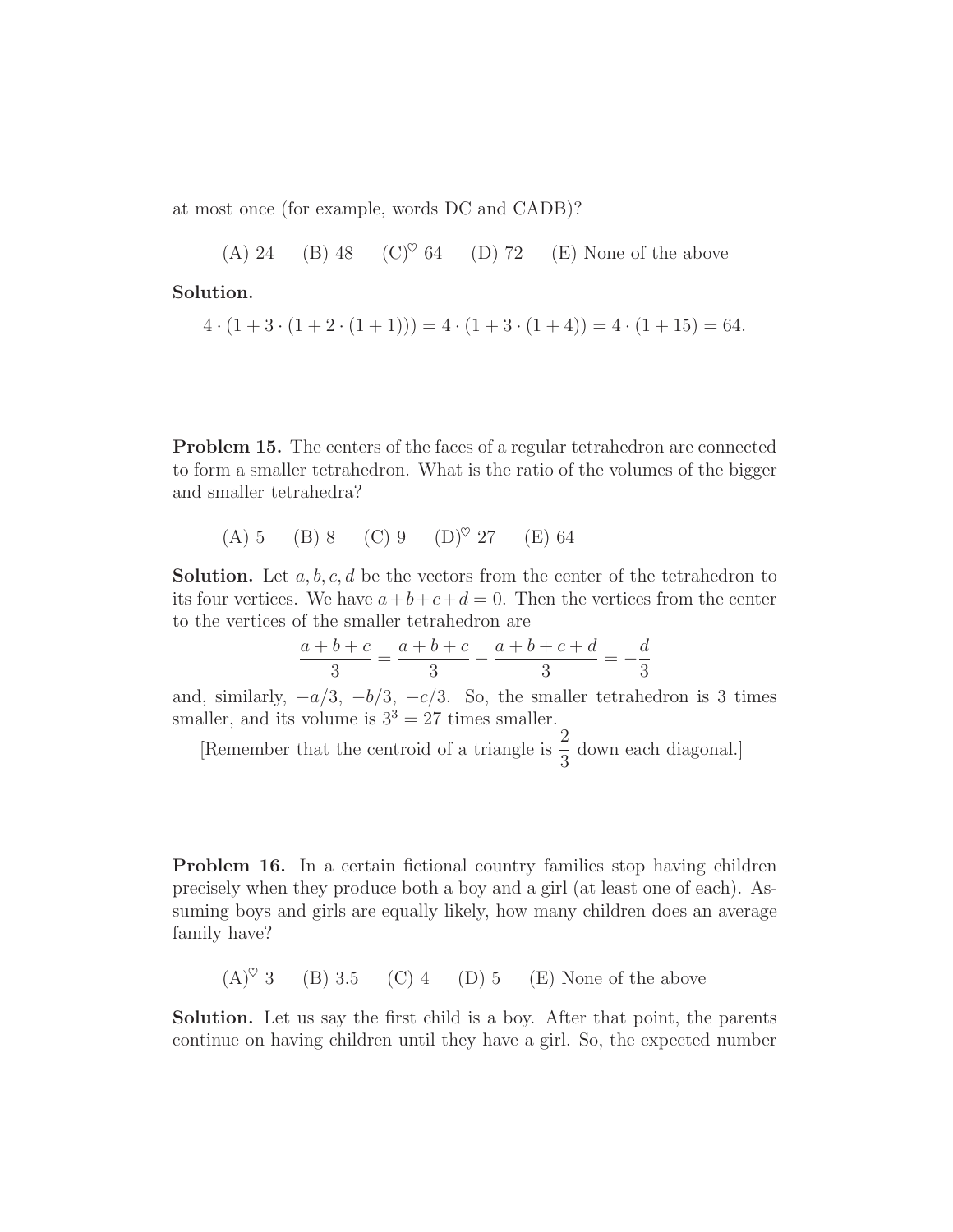at most once (for example, words DC and CADB)?

(A) 24 (B) 48 (C)$^\heartsuit$ 64 (D) 72 (E) None of the above

**Solution.**

$$4 \cdot (1 + 3 \cdot (1 + 2 \cdot (1 + 1))) = 4 \cdot (1 + 3 \cdot (1 + 4)) = 4 \cdot (1 + 15) = 64.$$

**Problem 15.** The centers of the faces of a regular tetrahedron are connected to form a smaller tetrahedron. What is the ratio of the volumes of the bigger and smaller tetrahedra?

(A) 5 (B) 8 (C) 9 (D)$^\heartsuit$ 27 (E) 64

**Solution.** Let $a, b, c, d$ be the vectors from the center of the tetrahedron to its four vertices. We have $a + b + c + d = 0$. Then the vertices from the center to the vertices of the smaller tetrahedron are

$$\frac{a+b+c}{3} = \frac{a+b+c}{3} - \frac{a+b+c+d}{3} = -\frac{d}{3}$$

and, similarly, $-a/3$, $-b/3$, $-c/3$. So, the smaller tetrahedron is 3 times smaller, and its volume is $3^3 = 27$ times smaller.

[Remember that the centroid of a triangle is $\dfrac{2}{3}$ down each diagonal.]

**Problem 16.** In a certain fictional country families stop having children precisely when they produce both a boy and a girl (at least one of each). Assuming boys and girls are equally likely, how many children does an average family have?

(A)$^\heartsuit$ 3 (B) 3.5 (C) 4 (D) 5 (E) None of the above

**Solution.** Let us say the first child is a boy. After that point, the parents continue on having children until they have a girl. So, the expected number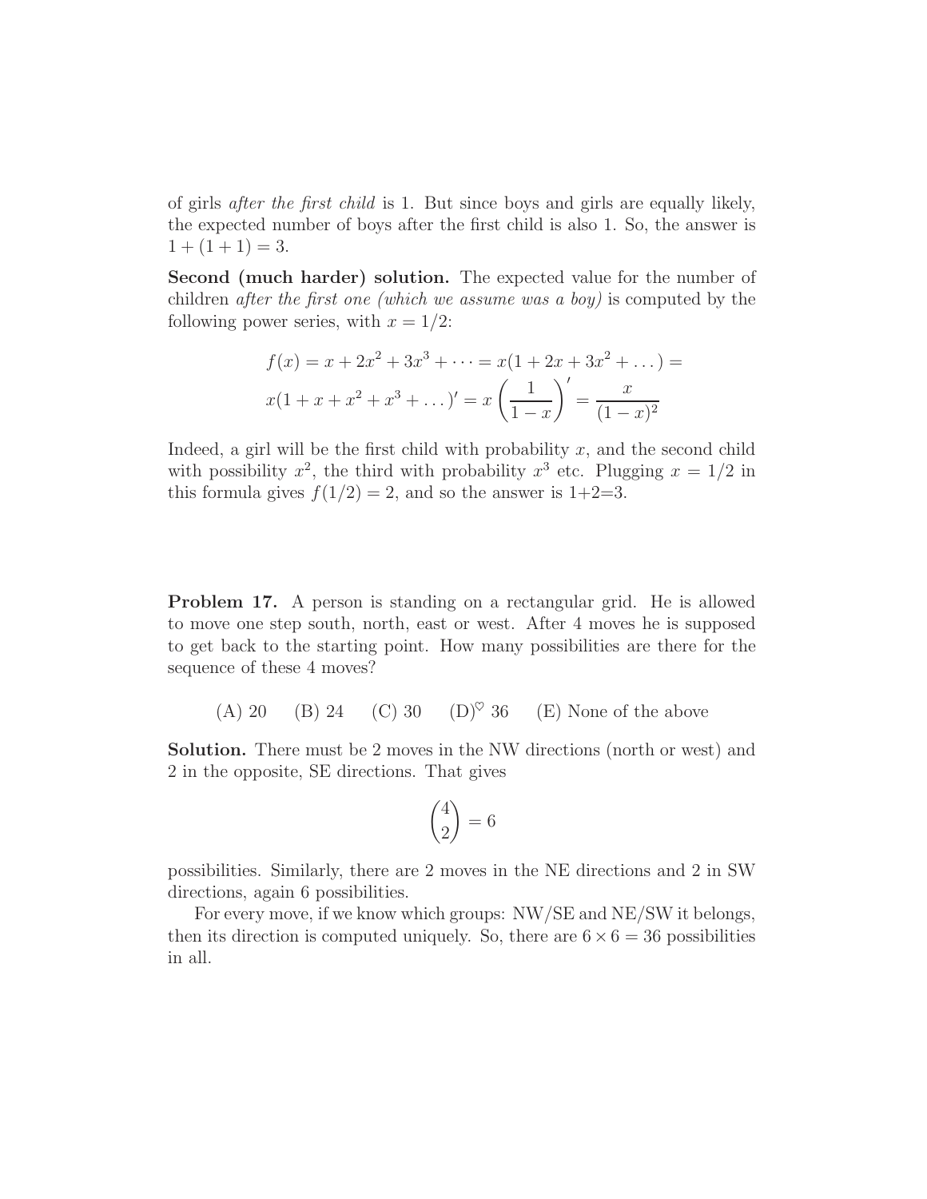of girls *after the first child* is 1. But since boys and girls are equally likely, the expected number of boys after the first child is also 1. So, the answer is $1 + (1 + 1) = 3$.

**Second (much harder) solution.** The expected value for the number of children *after the first one (which we assume was a boy)* is computed by the following power series, with $x = 1/2$:

$$f(x) = x + 2x^2 + 3x^3 + \cdots = x(1 + 2x + 3x^2 + \dots) =$$
$$x(1 + x + x^2 + x^3 + \dots)' = x\left(\frac{1}{1-x}\right)' = \frac{x}{(1-x)^2}$$

Indeed, a girl will be the first child with probability $x$, and the second child with possibility $x^2$, the third with probability $x^3$ etc. Plugging $x = 1/2$ in this formula gives $f(1/2) = 2$, and so the answer is 1+2=3.

**Problem 17.** A person is standing on a rectangular grid. He is allowed to move one step south, north, east or west. After 4 moves he is supposed to get back to the starting point. How many possibilities are there for the sequence of these 4 moves?

(A) 20 (B) 24 (C) 30 (D)$^\heartsuit$ 36 (E) None of the above

**Solution.** There must be 2 moves in the NW directions (north or west) and 2 in the opposite, SE directions. That gives

$$\binom{4}{2} = 6$$

possibilities. Similarly, there are 2 moves in the NE directions and 2 in SW directions, again 6 possibilities.

For every move, if we know which groups: NW/SE and NE/SW it belongs, then its direction is computed uniquely. So, there are $6 \times 6 = 36$ possibilities in all.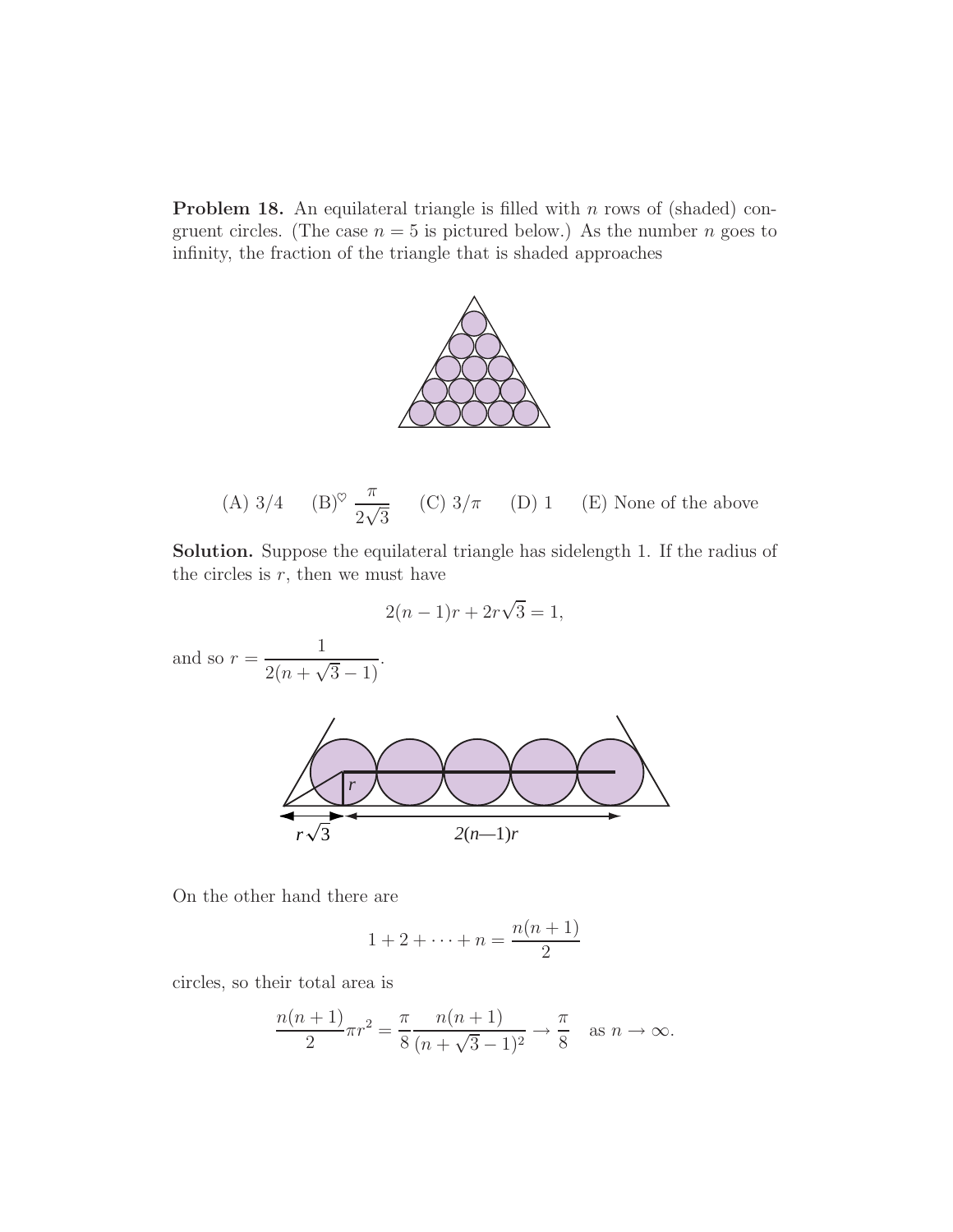**Problem 18.** An equilateral triangle is filled with $n$ rows of (shaded) congruent circles. (The case $n = 5$ is pictured below.) As the number $n$ goes to infinity, the fraction of the triangle that is shaded approaches

(A) 3/4 (B)$^\heartsuit$ $\dfrac{\pi}{2\sqrt{3}}$ (C) $3/\pi$ (D) 1 (E) None of the above

**Solution.** Suppose the equilateral triangle has sidelength 1. If the radius of the circles is $r$, then we must have

$$2(n-1)r + 2r\sqrt{3} = 1,$$

and so $r = \dfrac{1}{2(n + \sqrt{3} - 1)}$.

On the other hand there are

$$1 + 2 + \cdots + n = \frac{n(n+1)}{2}$$

circles, so their total area is

$$\frac{n(n+1)}{2}\pi r^2 = \frac{\pi}{8}\frac{n(n+1)}{(n+\sqrt{3}-1)^2} \to \frac{\pi}{8} \quad \text{as } n \to \infty.$$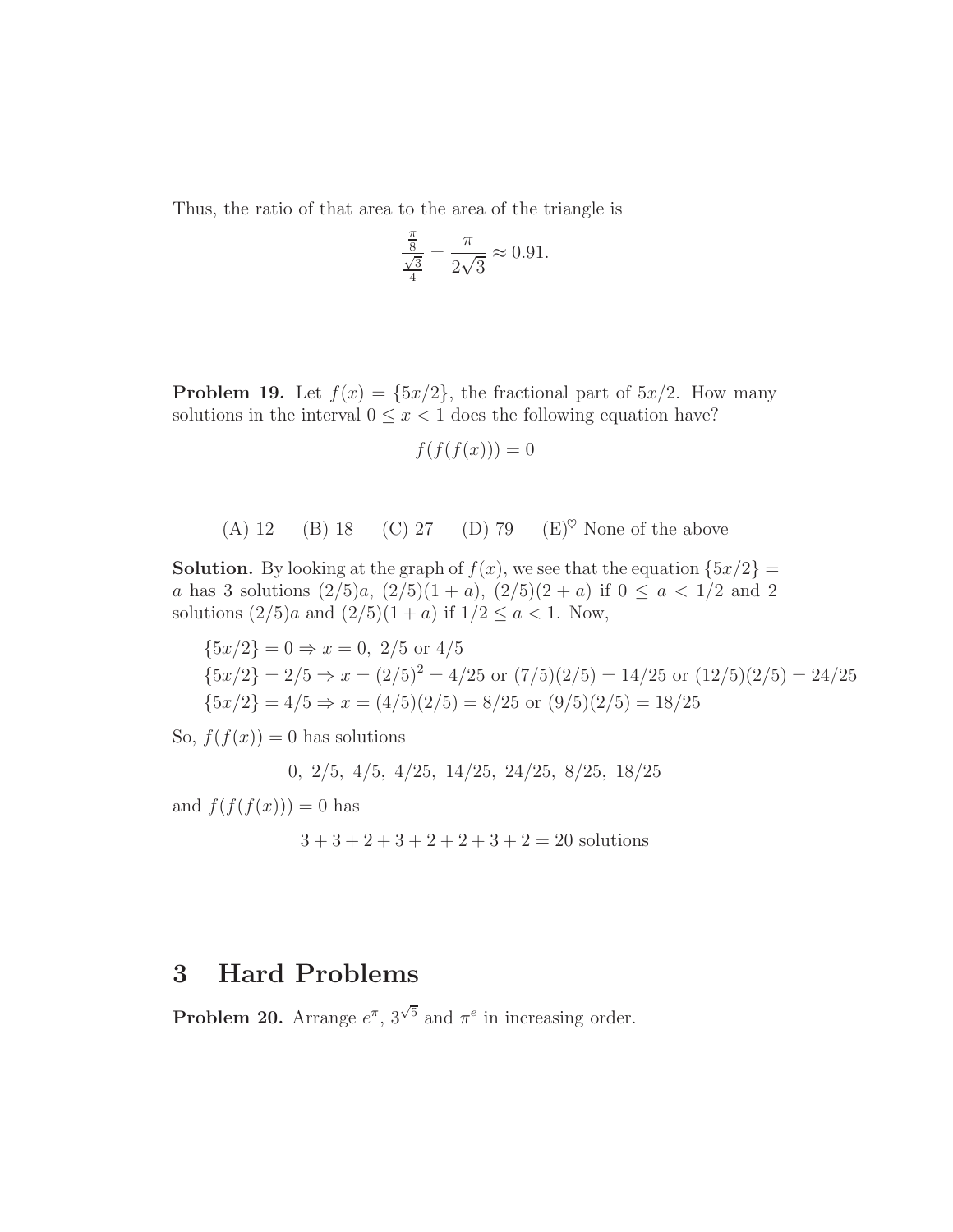Thus, the ratio of that area to the area of the triangle is

$$\frac{\frac{\pi}{8}}{\frac{\sqrt{3}}{4}} = \frac{\pi}{2\sqrt{3}} \approx 0.91.$$

**Problem 19.** Let $f(x) = \{5x/2\}$, the fractional part of $5x/2$. How many solutions in the interval $0 \leq x < 1$ does the following equation have?

$$f(f(f(x))) = 0$$

(A) 12 (B) 18 (C) 27 (D) 79 (E)$^{\heartsuit}$ None of the above

**Solution.** By looking at the graph of $f(x)$, we see that the equation $\{5x/2\} = a$ has 3 solutions $(2/5)a$, $(2/5)(1+a)$, $(2/5)(2+a)$ if $0 \leq a < 1/2$ and 2 solutions $(2/5)a$ and $(2/5)(1+a)$ if $1/2 \leq a < 1$. Now,

$$\{5x/2\} = 0 \Rightarrow x = 0,\ 2/5 \text{ or } 4/5$$
$$\{5x/2\} = 2/5 \Rightarrow x = (2/5)^2 = 4/25 \text{ or } (7/5)(2/5) = 14/25 \text{ or } (12/5)(2/5) = 24/25$$
$$\{5x/2\} = 4/5 \Rightarrow x = (4/5)(2/5) = 8/25 \text{ or } (9/5)(2/5) = 18/25$$

So, $f(f(x)) = 0$ has solutions

$$0,\ 2/5,\ 4/5,\ 4/25,\ 14/25,\ 24/25,\ 8/25,\ 18/25$$

and $f(f(f(x))) = 0$ has

$$3 + 3 + 2 + 3 + 2 + 2 + 3 + 2 = 20 \text{ solutions}$$

# 3 Hard Problems

**Problem 20.** Arrange $e^{\pi}$, $3^{\sqrt{5}}$ and $\pi^{e}$ in increasing order.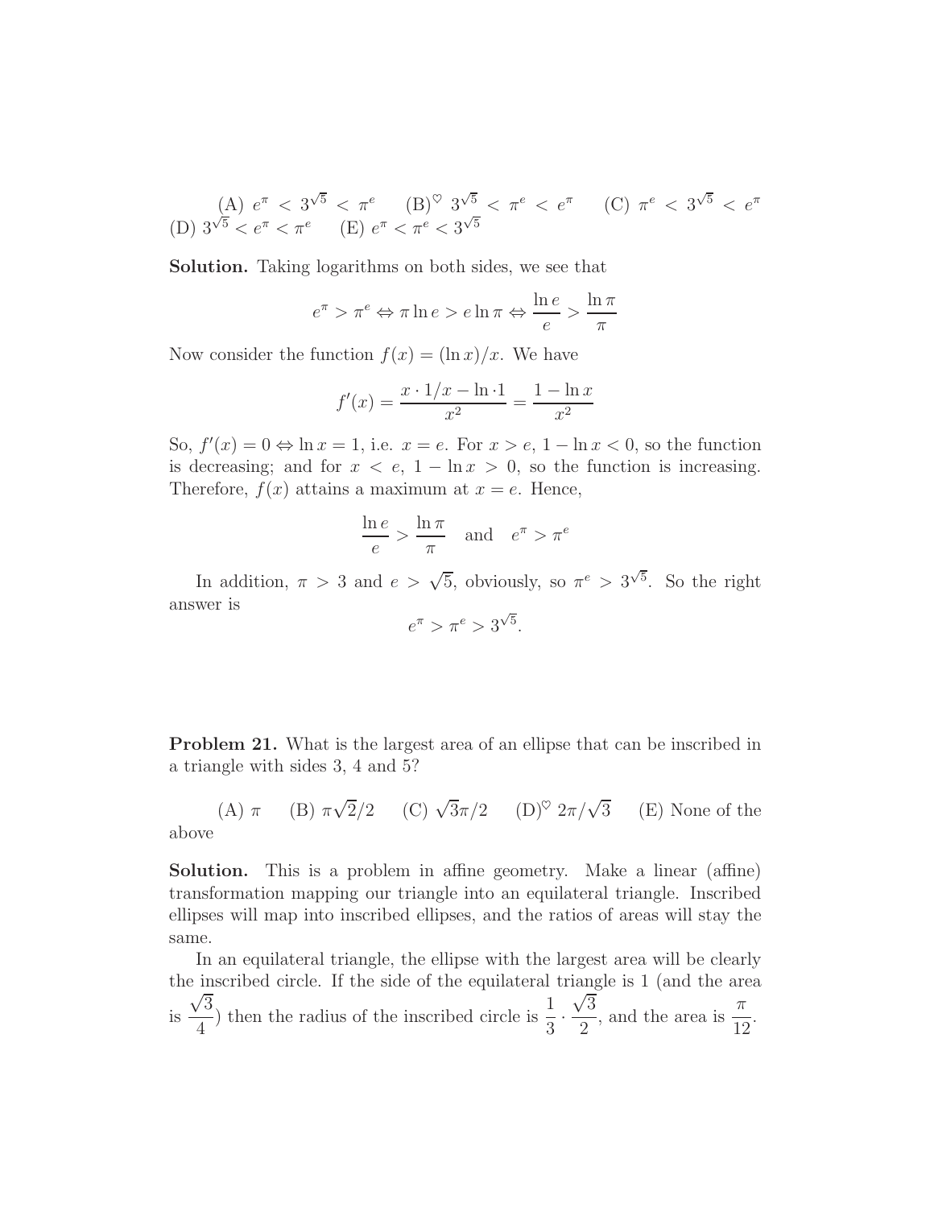(A) $e^\pi < 3^{\sqrt{5}} < \pi^e$ (B)$^\heartsuit$ $3^{\sqrt{5}} < \pi^e < e^\pi$ (C) $\pi^e < 3^{\sqrt{5}} < e^\pi$ (D) $3^{\sqrt{5}} < e^\pi < \pi^e$ (E) $e^\pi < \pi^e < 3^{\sqrt{5}}$

**Solution.** Taking logarithms on both sides, we see that

$$e^\pi > \pi^e \Leftrightarrow \pi \ln e > e \ln \pi \Leftrightarrow \frac{\ln e}{e} > \frac{\ln \pi}{\pi}$$

Now consider the function $f(x) = (\ln x)/x$. We have

$$f'(x) = \frac{x \cdot 1/x - \ln \cdot 1}{x^2} = \frac{1 - \ln x}{x^2}$$

So, $f'(x) = 0 \Leftrightarrow \ln x = 1$, i.e. $x = e$. For $x > e$, $1 - \ln x < 0$, so the function is decreasing; and for $x < e$, $1 - \ln x > 0$, so the function is increasing. Therefore, $f(x)$ attains a maximum at $x = e$. Hence,

$$\frac{\ln e}{e} > \frac{\ln \pi}{\pi} \quad \text{and} \quad e^\pi > \pi^e$$

In addition, $\pi > 3$ and $e > \sqrt{5}$, obviously, so $\pi^e > 3^{\sqrt{5}}$. So the right answer is

$$e^\pi > \pi^e > 3^{\sqrt{5}}.$$

**Problem 21.** What is the largest area of an ellipse that can be inscribed in a triangle with sides 3, 4 and 5?

(A) $\pi$ (B) $\pi\sqrt{2}/2$ (C) $\sqrt{3}\pi/2$ (D)$^\heartsuit$ $2\pi/\sqrt{3}$ (E) None of the above

**Solution.** This is a problem in affine geometry. Make a linear (affine) transformation mapping our triangle into an equilateral triangle. Inscribed ellipses will map into inscribed ellipses, and the ratios of areas will stay the same.

In an equilateral triangle, the ellipse with the largest area will be clearly the inscribed circle. If the side of the equilateral triangle is 1 (and the area is $\frac{\sqrt{3}}{4}$) then the radius of the inscribed circle is $\frac{1}{3} \cdot \frac{\sqrt{3}}{2}$, and the area is $\frac{\pi}{12}$.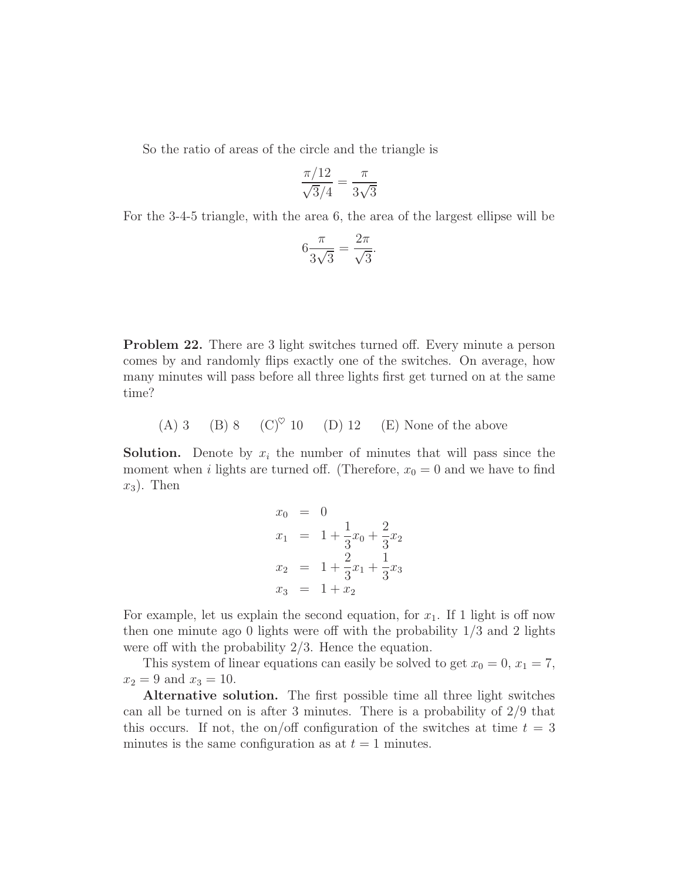So the ratio of areas of the circle and the triangle is

$$\frac{\pi/12}{\sqrt{3}/4} = \frac{\pi}{3\sqrt{3}}$$

For the 3-4-5 triangle, with the area 6, the area of the largest ellipse will be

$$6\frac{\pi}{3\sqrt{3}} = \frac{2\pi}{\sqrt{3}}.$$

**Problem 22.** There are 3 light switches turned off. Every minute a person comes by and randomly flips exactly one of the switches. On average, how many minutes will pass before all three lights first get turned on at the same time?

(A) 3 (B) 8 (C)$^\heartsuit$ 10 (D) 12 (E) None of the above

**Solution.** Denote by $x_i$ the number of minutes that will pass since the moment when $i$ lights are turned off. (Therefore, $x_0 = 0$ and we have to find $x_3$). Then

$$\begin{aligned}
x_0 &= 0 \\
x_1 &= 1 + \frac{1}{3}x_0 + \frac{2}{3}x_2 \\
x_2 &= 1 + \frac{2}{3}x_1 + \frac{1}{3}x_3 \\
x_3 &= 1 + x_2
\end{aligned}$$

For example, let us explain the second equation, for $x_1$. If 1 light is off now then one minute ago 0 lights were off with the probability $1/3$ and 2 lights were off with the probability $2/3$. Hence the equation.

This system of linear equations can easily be solved to get $x_0 = 0$, $x_1 = 7$, $x_2 = 9$ and $x_3 = 10$.

**Alternative solution.** The first possible time all three light switches can all be turned on is after 3 minutes. There is a probability of $2/9$ that this occurs. If not, the on/off configuration of the switches at time $t = 3$ minutes is the same configuration as at $t = 1$ minutes.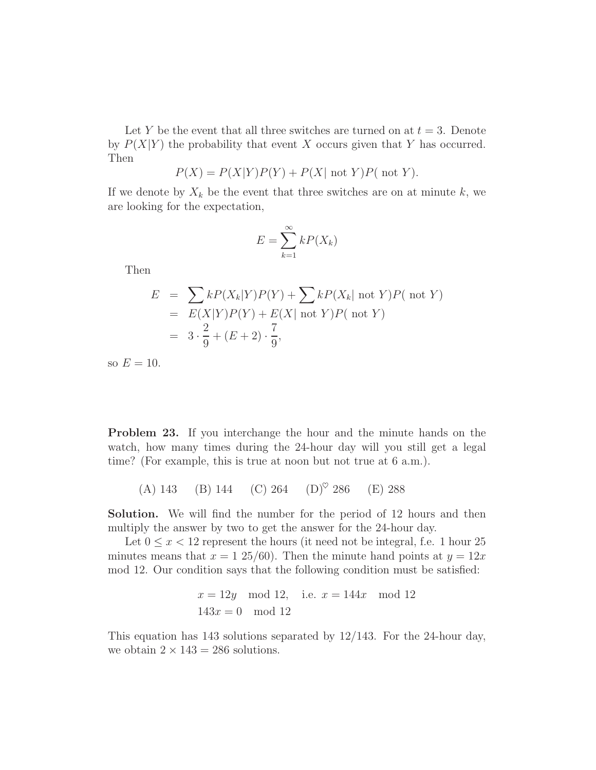Let $Y$ be the event that all three switches are turned on at $t = 3$. Denote by $P(X|Y)$ the probability that event $X$ occurs given that $Y$ has occurred. Then

$$P(X) = P(X|Y)P(Y) + P(X| \text{ not } Y)P( \text{ not } Y).$$

If we denote by $X_k$ be the event that three switches are on at minute $k$, we are looking for the expectation,

$$E = \sum_{k=1}^{\infty} kP(X_k)$$

Then

$$\begin{aligned} E &= \sum kP(X_k|Y)P(Y) + \sum kP(X_k| \text{ not } Y)P( \text{ not } Y) \\ &= E(X|Y)P(Y) + E(X| \text{ not } Y)P( \text{ not } Y) \\ &= 3 \cdot \frac{2}{9} + (E+2) \cdot \frac{7}{9}, \end{aligned}$$

so $E = 10$.

**Problem 23.** If you interchange the hour and the minute hands on the watch, how many times during the 24-hour day will you still get a legal time? (For example, this is true at noon but not true at 6 a.m.).

(A) 143 (B) 144 (C) 264 (D)$^{\heartsuit}$ 286 (E) 288

**Solution.** We will find the number for the period of 12 hours and then multiply the answer by two to get the answer for the 24-hour day.

Let $0 \le x < 12$ represent the hours (it need not be integral, f.e. 1 hour 25 minutes means that $x = 1\ 25/60$). Then the minute hand points at $y = 12x$ mod 12. Our condition says that the following condition must be satisfied:

$$\begin{aligned} &x = 12y \mod 12, \quad \text{i.e. } x = 144x \mod 12 \\ &143x = 0 \mod 12 \end{aligned}$$

This equation has 143 solutions separated by $12/143$. For the 24-hour day, we obtain $2 \times 143 = 286$ solutions.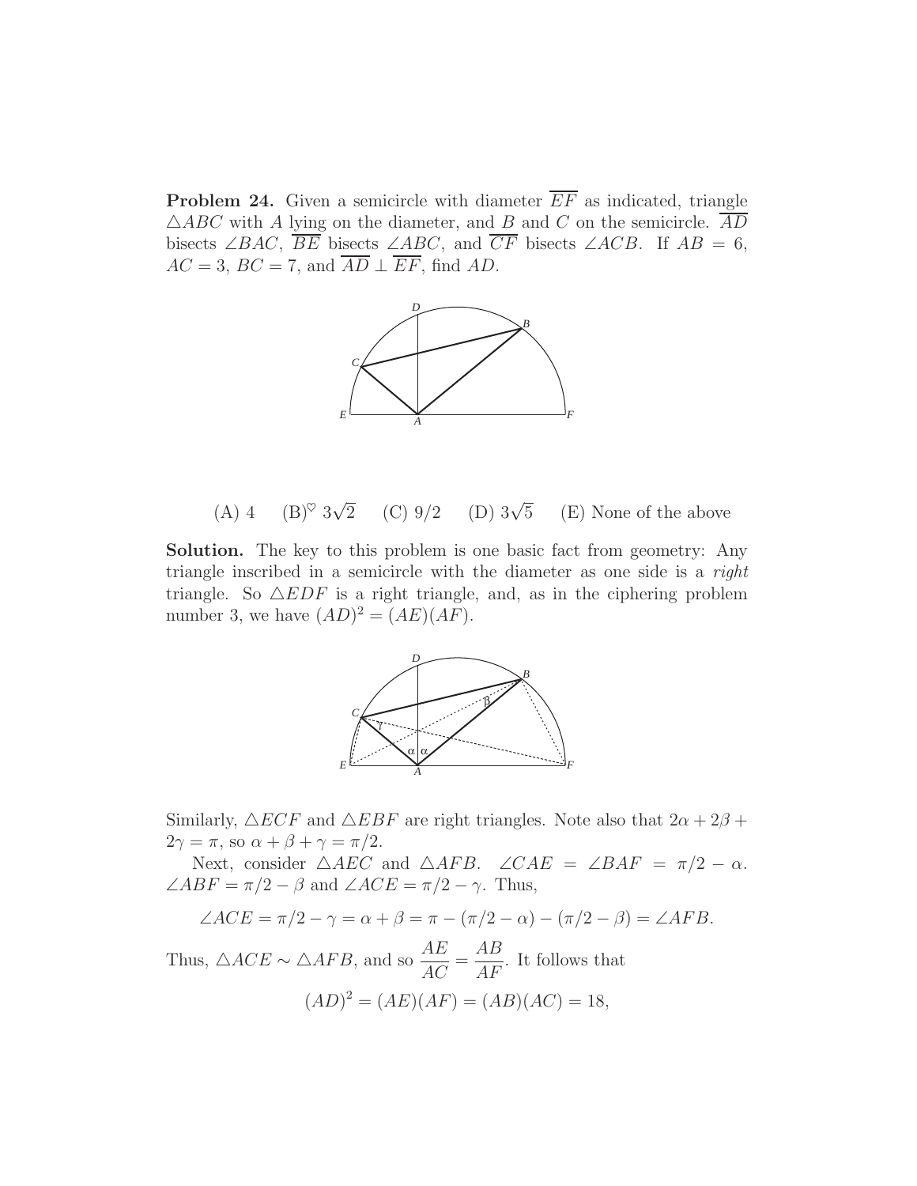**Problem 24.** Given a semicircle with diameter $\overline{EF}$ as indicated, triangle $\triangle ABC$ with $A$ lying on the diameter, and $B$ and $C$ on the semicircle. $\overline{AD}$ bisects $\angle BAC$, $\overline{BE}$ bisects $\angle ABC$, and $\overline{CF}$ bisects $\angle ACB$. If $AB = 6$, $AC = 3$, $BC = 7$, and $\overline{AD} \perp \overline{EF}$, find $AD$.

(A) 4 (B)$^\heartsuit$ $3\sqrt{2}$ (C) $9/2$ (D) $3\sqrt{5}$ (E) None of the above

**Solution.** The key to this problem is one basic fact from geometry: Any triangle inscribed in a semicircle with the diameter as one side is a *right* triangle. So $\triangle EDF$ is a right triangle, and, as in the ciphering problem number 3, we have $(AD)^2 = (AE)(AF)$.

Similarly, $\triangle ECF$ and $\triangle EBF$ are right triangles. Note also that $2\alpha + 2\beta + 2\gamma = \pi$, so $\alpha + \beta + \gamma = \pi/2$.

Next, consider $\triangle AEC$ and $\triangle AFB$. $\angle CAE = \angle BAF = \pi/2 - \alpha$. $\angle ABF = \pi/2 - \beta$ and $\angle ACE = \pi/2 - \gamma$. Thus,

$$\angle ACE = \pi/2 - \gamma = \alpha + \beta = \pi - (\pi/2 - \alpha) - (\pi/2 - \beta) = \angle AFB.$$

Thus, $\triangle ACE \sim \triangle AFB$, and so $\dfrac{AE}{AC} = \dfrac{AB}{AF}$. It follows that

$$(AD)^2 = (AE)(AF) = (AB)(AC) = 18,$$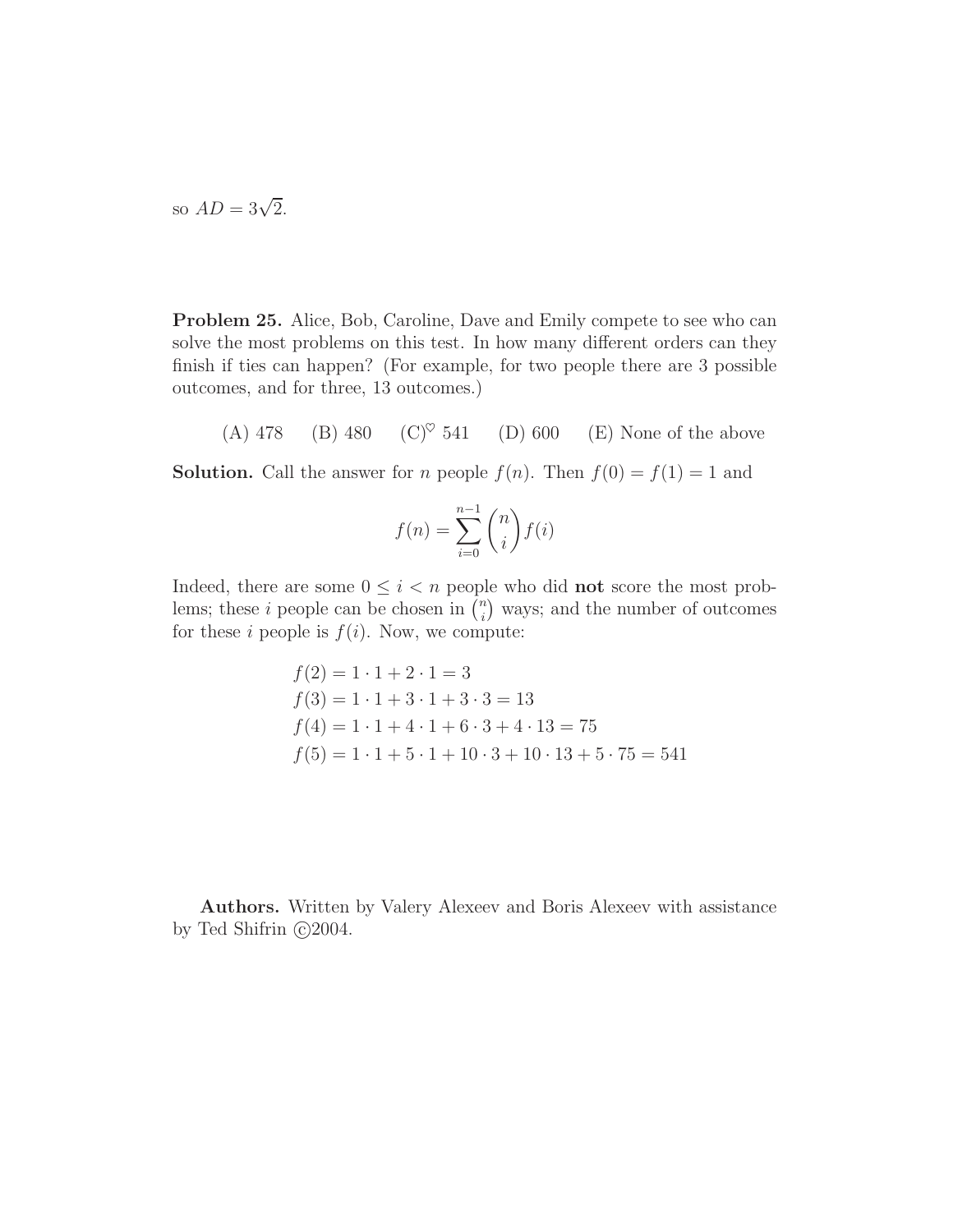so $AD = 3\sqrt{2}$.

**Problem 25.** Alice, Bob, Caroline, Dave and Emily compete to see who can solve the most problems on this test. In how many different orders can they finish if ties can happen? (For example, for two people there are 3 possible outcomes, and for three, 13 outcomes.)

(A) 478 (B) 480 (C)$^\heartsuit$ 541 (D) 600 (E) None of the above

**Solution.** Call the answer for $n$ people $f(n)$. Then $f(0) = f(1) = 1$ and

$$f(n) = \sum_{i=0}^{n-1} \binom{n}{i} f(i)$$

Indeed, there are some $0 \le i < n$ people who did **not** score the most problems; these $i$ people can be chosen in $\binom{n}{i}$ ways; and the number of outcomes for these $i$ people is $f(i)$. Now, we compute:

$$\begin{aligned}
f(2) &= 1 \cdot 1 + 2 \cdot 1 = 3 \\
f(3) &= 1 \cdot 1 + 3 \cdot 1 + 3 \cdot 3 = 13 \\
f(4) &= 1 \cdot 1 + 4 \cdot 1 + 6 \cdot 3 + 4 \cdot 13 = 75 \\
f(5) &= 1 \cdot 1 + 5 \cdot 1 + 10 \cdot 3 + 10 \cdot 13 + 5 \cdot 75 = 541
\end{aligned}$$

**Authors.** Written by Valery Alexeev and Boris Alexeev with assistance by Ted Shifrin ©2004.